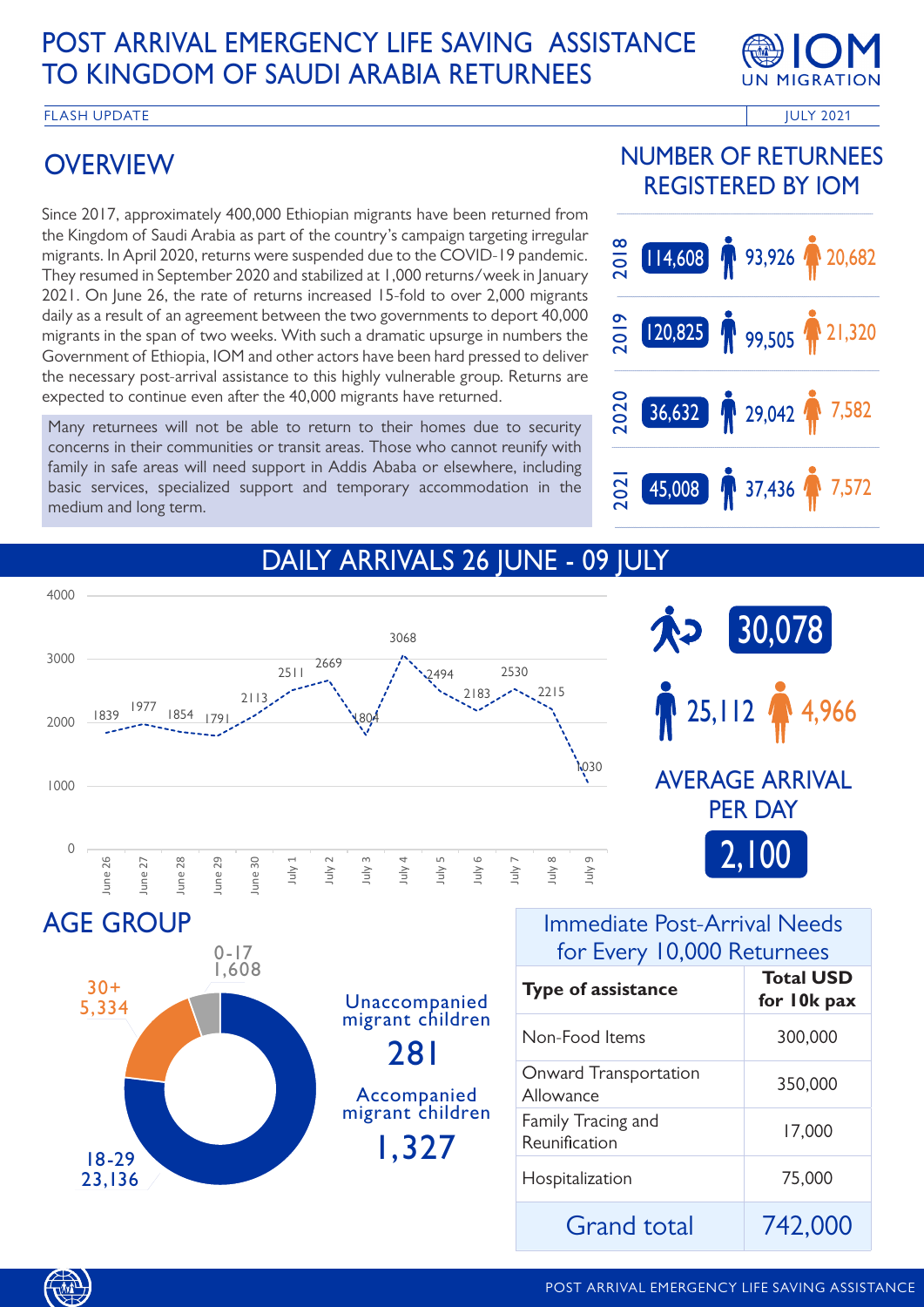# POST ARRIVAL EMERGENCY LIFE SAVING ASSISTANCE TO KINGDOM OF SAUDI ARABIA RETURNEES

FLASH UPDATE — JULY 2021

## OVERVIEW

Since 2017, approximately 400,000 Ethiopian migrants have been returned from the Kingdom of Saudi Arabia as part of the country's campaign targeting irregular migrants. In April 2020, returns were suspended due to the COVID-19 pandemic. They resumed in September 2020 and stabilized at 1,000 returns/week in January 2021. On June 26, the rate of returns increased 15-fold to over 2,000 migrants daily as a result of an agreement between the two governments to deport 40,000 migrants in the span of two weeks. With such a dramatic upsurge in numbers the Government of Ethiopia, IOM and other actors have been hard pressed to deliver the necessary post-arrival assistance to this highly vulnerable group. Returns are expected to continue even after the 40,000 migrants have returned.

Many returnees will not be able to return to their homes due to security concerns in their communities or transit areas. Those who cannot reunify with family in safe areas will need support in Addis Ababa or elsewhere, including basic services, specialized support and temporary accommodation in the medium and long term.

## NUMBER OF RETURNEES REGISTERED BY IOM

| Year | Total | Male | Female |
|---|---|---|---|
| 2018 | 114,608 | 93,926 | 20,682 |
| 2019 | 120,825 | 99,505 | 21,320 |
| 2020 | 36,632 | 29,042 | 7,582 |
| 2021 | 45,008 | 37,436 | 7,572 |

## DAILY ARRIVALS 26 JUNE - 09 JULY

| Date | Arrivals |
|---|---|
| June 26 | 1839 |
| June 27 | 1977 |
| June 28 | 1854 |
| June 29 | 1791 |
| June 30 | 2113 |
| July 1 | 2511 |
| July 2 | 2669 |
| July 3 | 1804 |
| July 4 | 3068 |
| July 5 | 2494 |
| July 6 | 2183 |
| July 7 | 2530 |
| July 8 | 2215 |
| July 9 | 1030 |

Total: 30,078 — Male: 25,112 — Female: 4,966

AVERAGE ARRIVAL PER DAY: 2,100

## AGE GROUP

- 0-17: 1,608
- 18-29: 23,136
- 30+: 5,334

Unaccompanied migrant children: 281

Accompanied migrant children: 1,327

## Immediate Post-Arrival Needs for Every 10,000 Returnees

| Type of assistance | Total USD for 10k pax |
|---|---|
| Non-Food Items | 300,000 |
| Onward Transportation Allowance | 350,000 |
| Family Tracing and Reunification | 17,000 |
| Hospitalization | 75,000 |
| Grand total | 742,000 |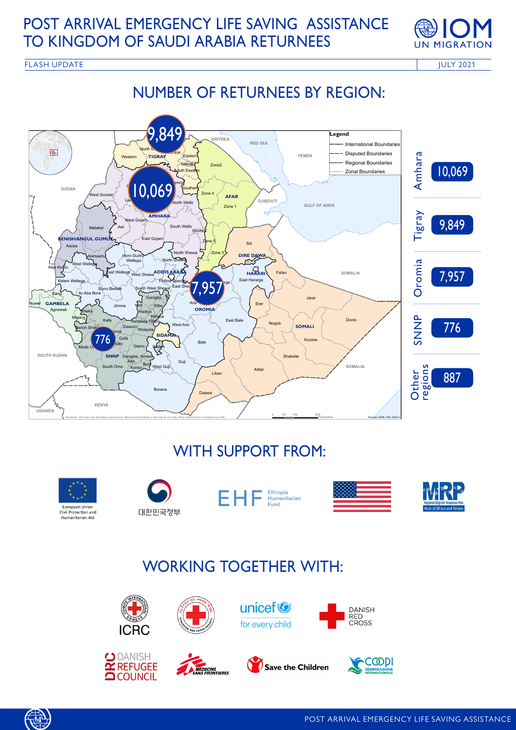# POST ARRIVAL EMERGENCY LIFE SAVING ASSISTANCE TO KINGDOM OF SAUDI ARABIA RETURNEES

FLASH UPDATE

JULY 2021

## NUMBER OF RETURNEES BY REGION:

Amhara 10,069

Tigray 9,849

Oromia 7,957

SNNP 776

Other regions 887

## WITH SUPPORT FROM:

European Union Civil Protection and Humanitarian Aid

대한민국정부

EHF Ethiopia Humanitarian Fund

MRP Regional Migrant Response Plan Horn of Africa and Yemen

## WORKING TOGETHER WITH:

ICRC

unicef for every child

DANISH RED CROSS

DRC DANISH REFUGEE COUNCIL

MEDECINS SANS FRONTIERES

Save the Children

COOPI COOPERAZIONE INTERNAZIONALE